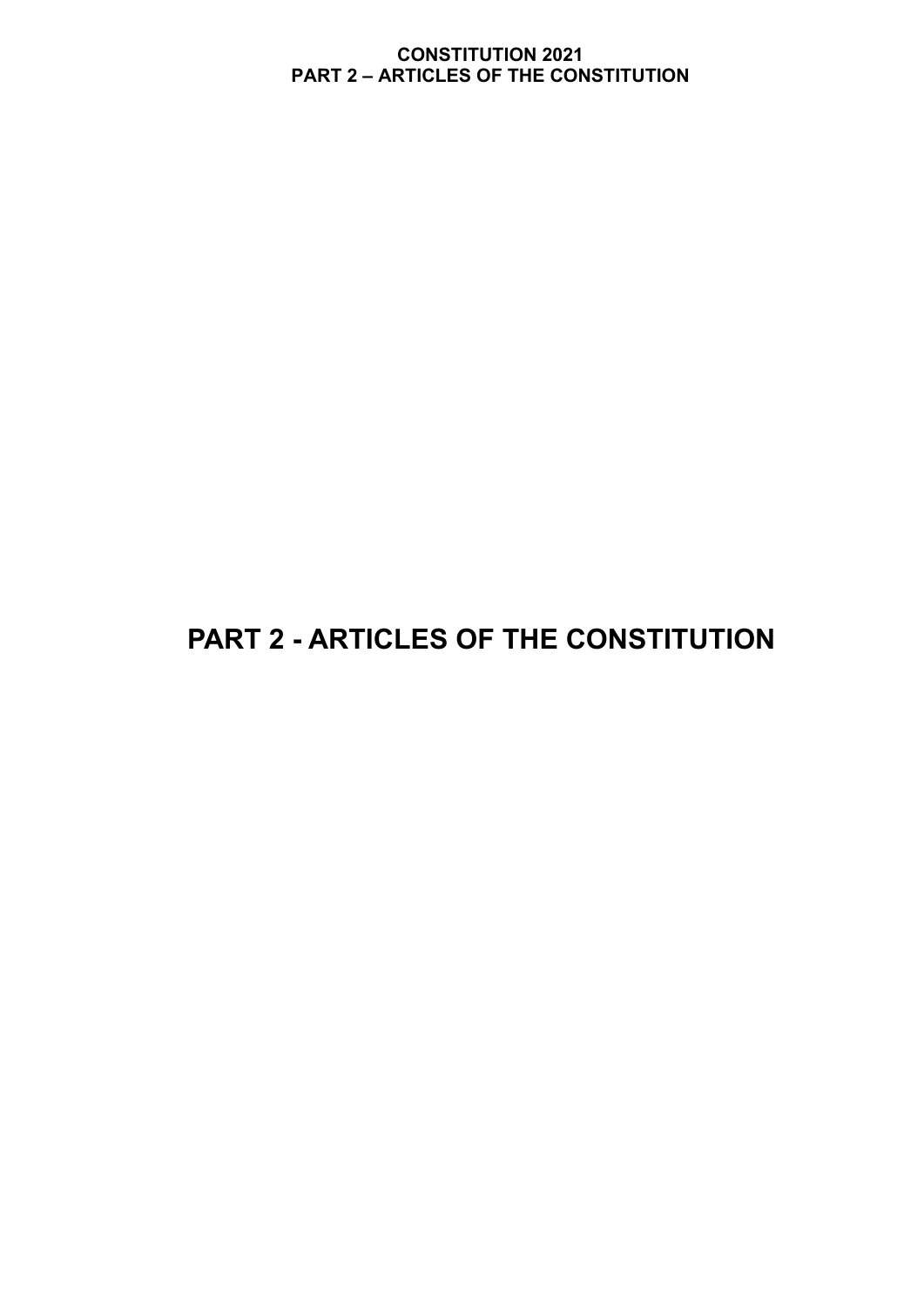# PART 2 - ARTICLES OF THE CONSTITUTION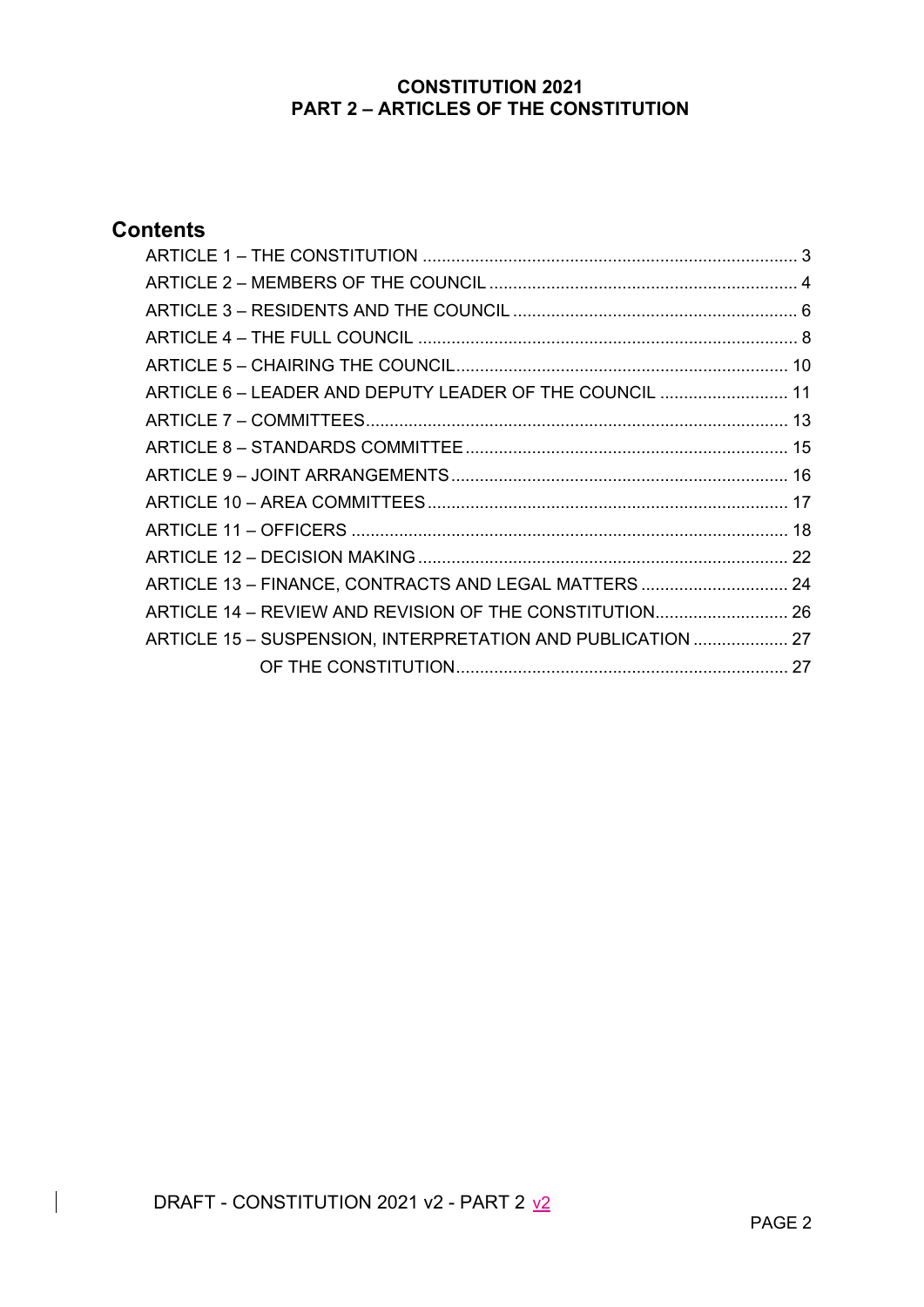**CONSTITUTION 2021**
**PART 2 – ARTICLES OF THE CONSTITUTION**

## Contents

ARTICLE 1 – THE CONSTITUTION ........ 3
ARTICLE 2 – MEMBERS OF THE COUNCIL ........ 4
ARTICLE 3 – RESIDENTS AND THE COUNCIL ........ 6
ARTICLE 4 – THE FULL COUNCIL ........ 8
ARTICLE 5 – CHAIRING THE COUNCIL ........ 10
ARTICLE 6 – LEADER AND DEPUTY LEADER OF THE COUNCIL ........ 11
ARTICLE 7 – COMMITTEES ........ 13
ARTICLE 8 – STANDARDS COMMITTEE ........ 15
ARTICLE 9 – JOINT ARRANGEMENTS ........ 16
ARTICLE 10 – AREA COMMITTEES ........ 17
ARTICLE 11 – OFFICERS ........ 18
ARTICLE 12 – DECISION MAKING ........ 22
ARTICLE 13 – FINANCE, CONTRACTS AND LEGAL MATTERS ........ 24
ARTICLE 14 – REVIEW AND REVISION OF THE CONSTITUTION ........ 26
ARTICLE 15 – SUSPENSION, INTERPRETATION AND PUBLICATION ........ 27
OF THE CONSTITUTION ........ 27

DRAFT - CONSTITUTION 2021 v2 - PART 2 v2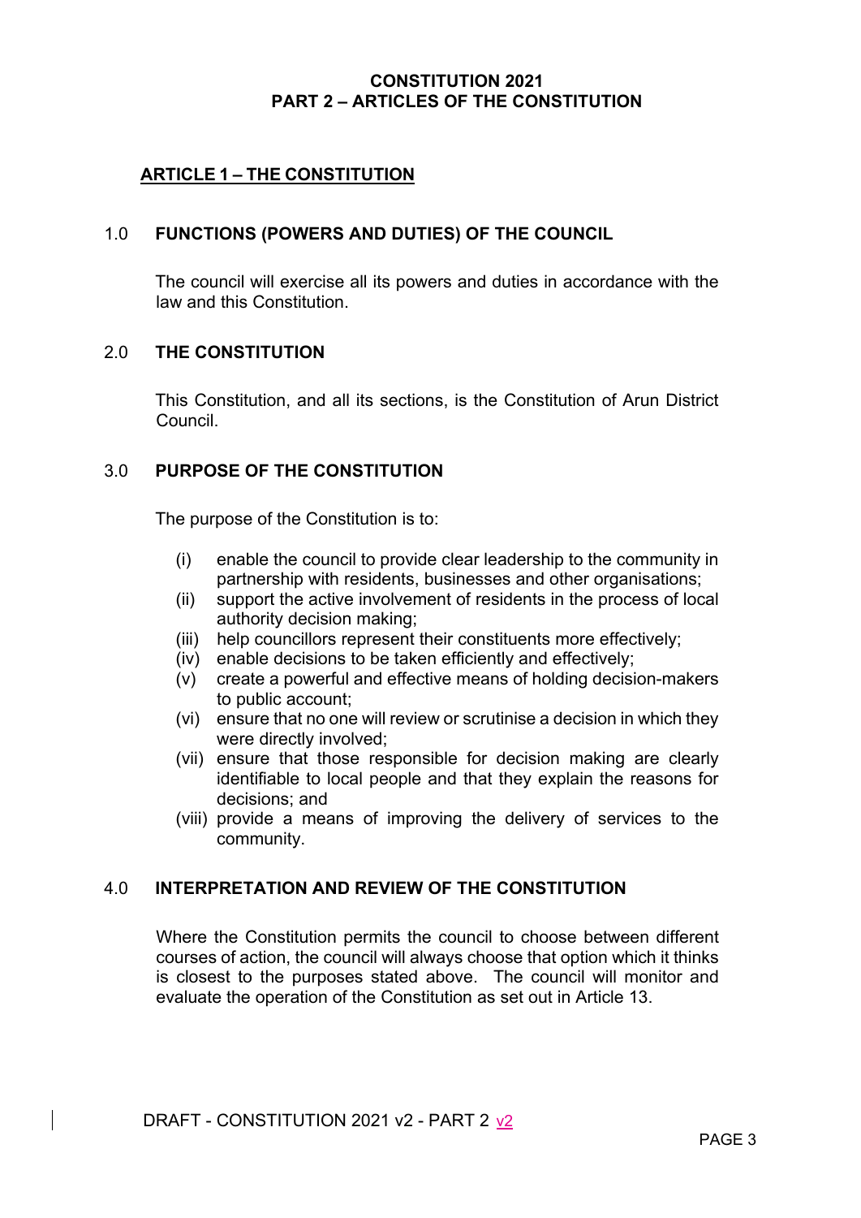# CONSTITUTION 2021
# PART 2 – ARTICLES OF THE CONSTITUTION

## ARTICLE 1 – THE CONSTITUTION

### 1.0 FUNCTIONS (POWERS AND DUTIES) OF THE COUNCIL

The council will exercise all its powers and duties in accordance with the law and this Constitution.

### 2.0 THE CONSTITUTION

This Constitution, and all its sections, is the Constitution of Arun District Council.

### 3.0 PURPOSE OF THE CONSTITUTION

The purpose of the Constitution is to:

(i) enable the council to provide clear leadership to the community in partnership with residents, businesses and other organisations;
(ii) support the active involvement of residents in the process of local authority decision making;
(iii) help councillors represent their constituents more effectively;
(iv) enable decisions to be taken efficiently and effectively;
(v) create a powerful and effective means of holding decision-makers to public account;
(vi) ensure that no one will review or scrutinise a decision in which they were directly involved;
(vii) ensure that those responsible for decision making are clearly identifiable to local people and that they explain the reasons for decisions; and
(viii) provide a means of improving the delivery of services to the community.

### 4.0 INTERPRETATION AND REVIEW OF THE CONSTITUTION

Where the Constitution permits the council to choose between different courses of action, the council will always choose that option which it thinks is closest to the purposes stated above. The council will monitor and evaluate the operation of the Constitution as set out in Article 13.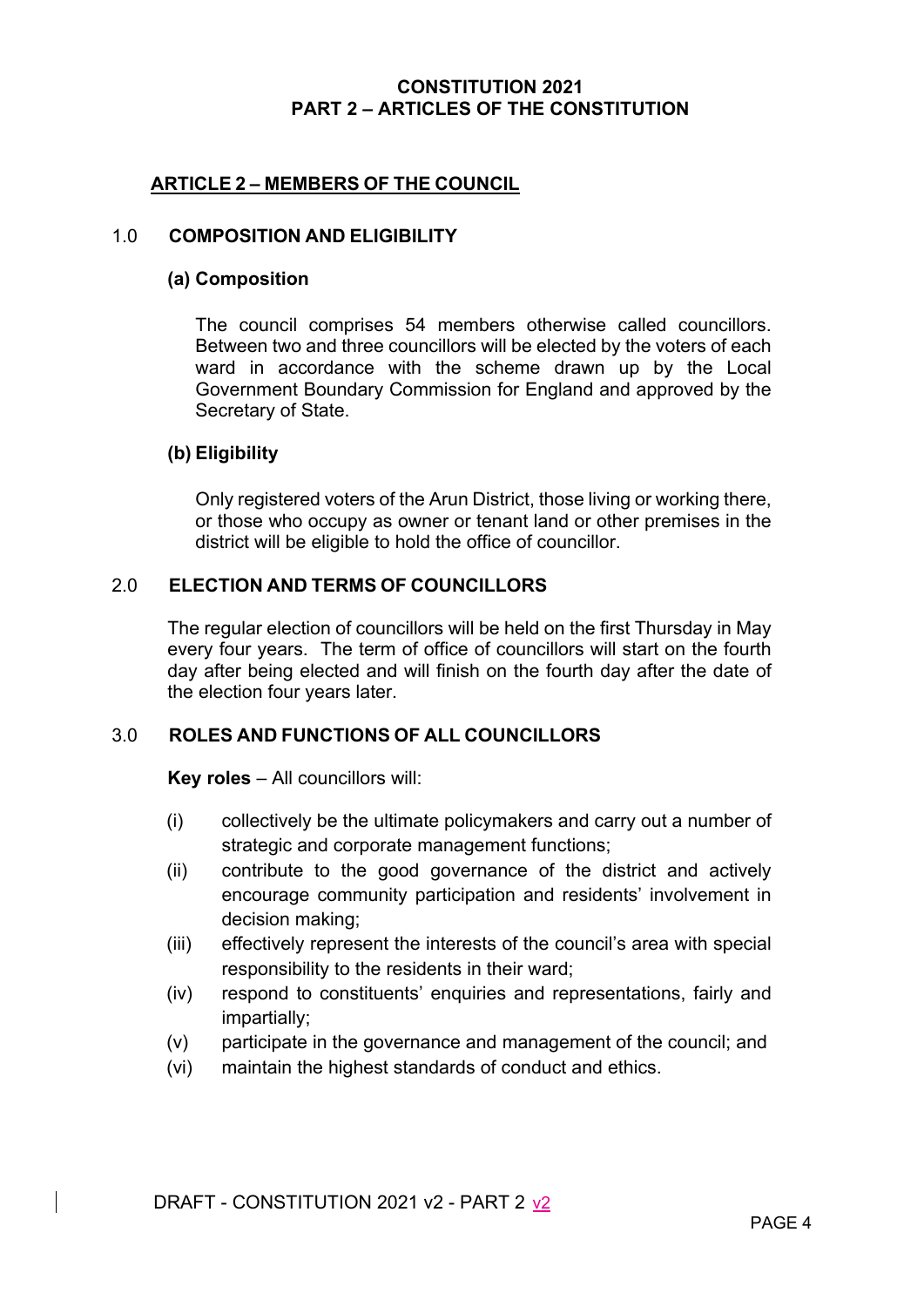**CONSTITUTION 2021**
**PART 2 – ARTICLES OF THE CONSTITUTION**

## ARTICLE 2 – MEMBERS OF THE COUNCIL

### 1.0 COMPOSITION AND ELIGIBILITY

#### (a) Composition

The council comprises 54 members otherwise called councillors. Between two and three councillors will be elected by the voters of each ward in accordance with the scheme drawn up by the Local Government Boundary Commission for England and approved by the Secretary of State.

#### (b) Eligibility

Only registered voters of the Arun District, those living or working there, or those who occupy as owner or tenant land or other premises in the district will be eligible to hold the office of councillor.

### 2.0 ELECTION AND TERMS OF COUNCILLORS

The regular election of councillors will be held on the first Thursday in May every four years. The term of office of councillors will start on the fourth day after being elected and will finish on the fourth day after the date of the election four years later.

### 3.0 ROLES AND FUNCTIONS OF ALL COUNCILLORS

**Key roles** – All councillors will:

- (i) collectively be the ultimate policymakers and carry out a number of strategic and corporate management functions;
- (ii) contribute to the good governance of the district and actively encourage community participation and residents' involvement in decision making;
- (iii) effectively represent the interests of the council's area with special responsibility to the residents in their ward;
- (iv) respond to constituents' enquiries and representations, fairly and impartially;
- (v) participate in the governance and management of the council; and
- (vi) maintain the highest standards of conduct and ethics.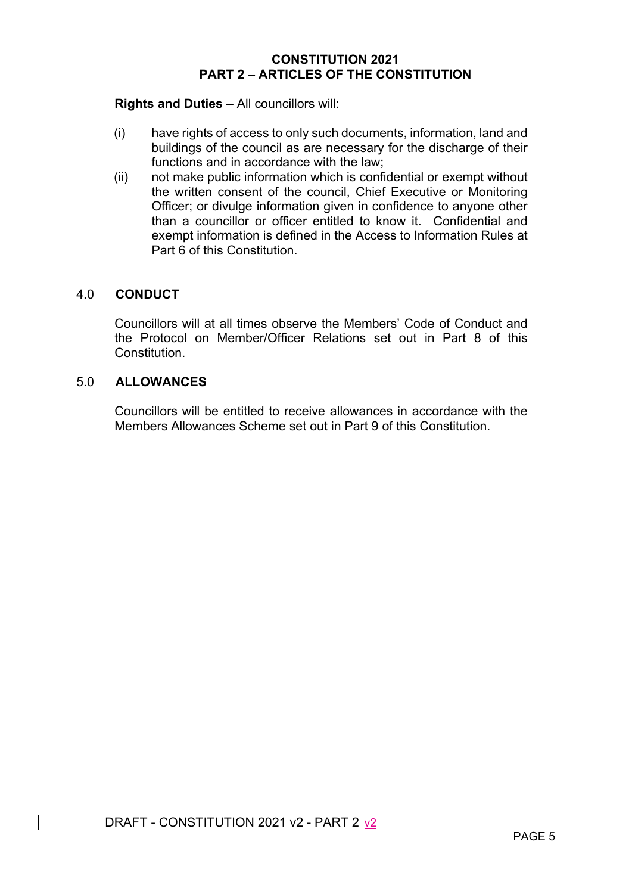**Rights and Duties** – All councillors will:

(i) have rights of access to only such documents, information, land and buildings of the council as are necessary for the discharge of their functions and in accordance with the law;

(ii) not make public information which is confidential or exempt without the written consent of the council, Chief Executive or Monitoring Officer; or divulge information given in confidence to anyone other than a councillor or officer entitled to know it. Confidential and exempt information is defined in the Access to Information Rules at Part 6 of this Constitution.

## 4.0 CONDUCT

Councillors will at all times observe the Members' Code of Conduct and the Protocol on Member/Officer Relations set out in Part 8 of this Constitution.

## 5.0 ALLOWANCES

Councillors will be entitled to receive allowances in accordance with the Members Allowances Scheme set out in Part 9 of this Constitution.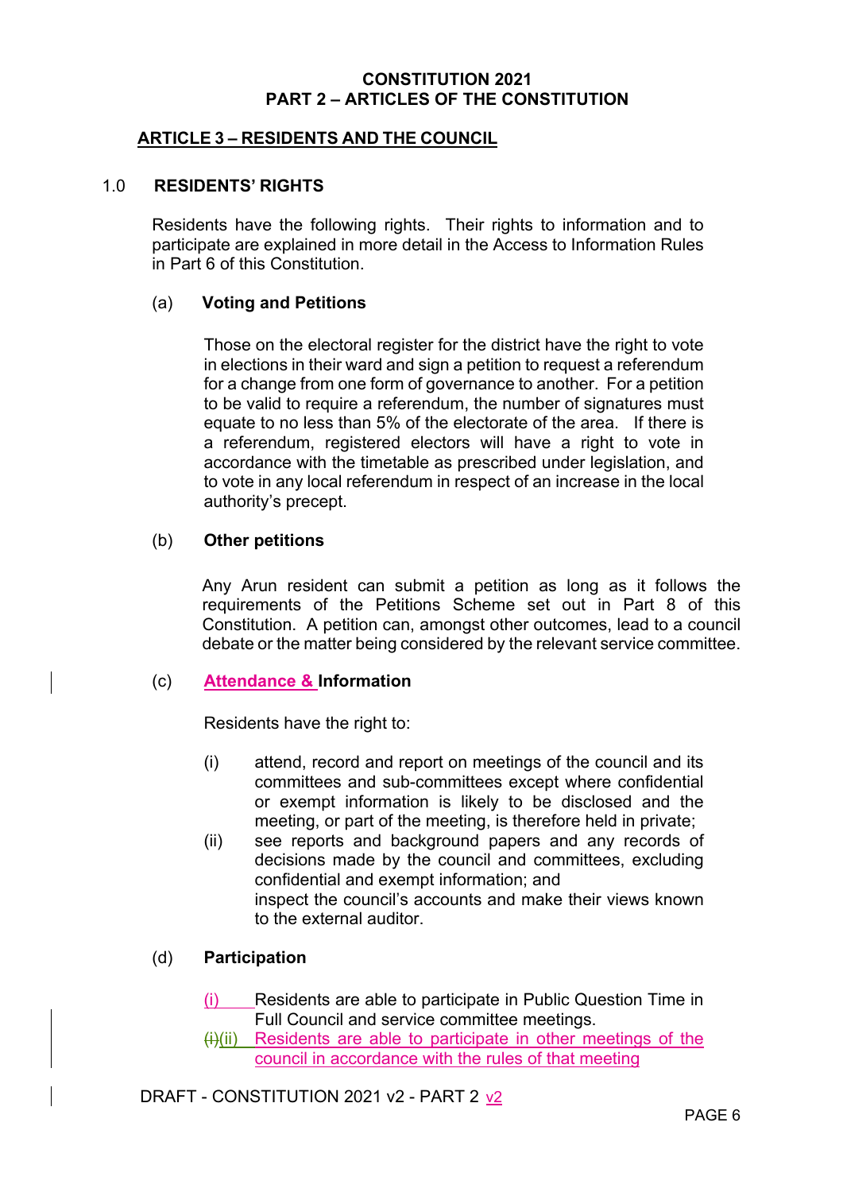**CONSTITUTION 2021**
**PART 2 – ARTICLES OF THE CONSTITUTION**

## ARTICLE 3 – RESIDENTS AND THE COUNCIL

### 1.0 RESIDENTS' RIGHTS

Residents have the following rights. Their rights to information and to participate are explained in more detail in the Access to Information Rules in Part 6 of this Constitution.

#### (a) Voting and Petitions

Those on the electoral register for the district have the right to vote in elections in their ward and sign a petition to request a referendum for a change from one form of governance to another. For a petition to be valid to require a referendum, the number of signatures must equate to no less than 5% of the electorate of the area. If there is a referendum, registered electors will have a right to vote in accordance with the timetable as prescribed under legislation, and to vote in any local referendum in respect of an increase in the local authority's precept.

#### (b) Other petitions

Any Arun resident can submit a petition as long as it follows the requirements of the Petitions Scheme set out in Part 8 of this Constitution. A petition can, amongst other outcomes, lead to a council debate or the matter being considered by the relevant service committee.

#### (c) Attendance & Information

Residents have the right to:

(i) attend, record and report on meetings of the council and its committees and sub-committees except where confidential or exempt information is likely to be disclosed and the meeting, or part of the meeting, is therefore held in private;

(ii) see reports and background papers and any records of decisions made by the council and committees, excluding confidential and exempt information; and
inspect the council's accounts and make their views known to the external auditor.

#### (d) Participation

(i) Residents are able to participate in Public Question Time in Full Council and service committee meetings.

~~(i)~~(ii) Residents are able to participate in other meetings of the council in accordance with the rules of that meeting

DRAFT - CONSTITUTION 2021 v2 - PART 2 v2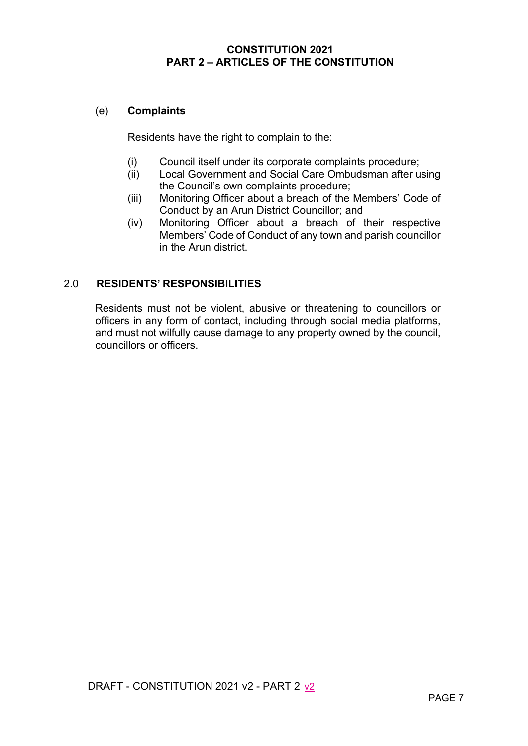(e) **Complaints**

Residents have the right to complain to the:

(i) Council itself under its corporate complaints procedure;
(ii) Local Government and Social Care Ombudsman after using the Council's own complaints procedure;
(iii) Monitoring Officer about a breach of the Members' Code of Conduct by an Arun District Councillor; and
(iv) Monitoring Officer about a breach of their respective Members' Code of Conduct of any town and parish councillor in the Arun district.

## 2.0 RESIDENTS' RESPONSIBILITIES

Residents must not be violent, abusive or threatening to councillors or officers in any form of contact, including through social media platforms, and must not wilfully cause damage to any property owned by the council, councillors or officers.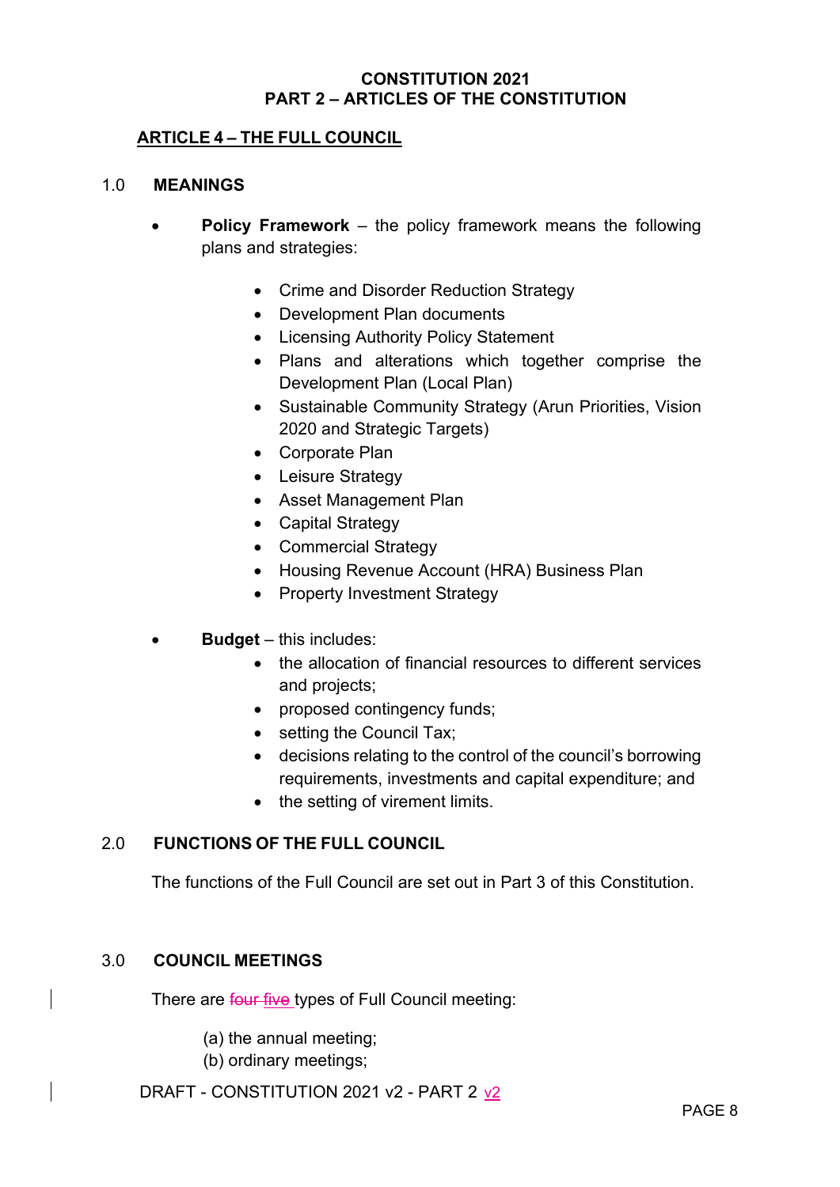**CONSTITUTION 2021**
**PART 2 – ARTICLES OF THE CONSTITUTION**

## ARTICLE 4 – THE FULL COUNCIL

### 1.0 MEANINGS

- **Policy Framework** – the policy framework means the following plans and strategies:
  - Crime and Disorder Reduction Strategy
  - Development Plan documents
  - Licensing Authority Policy Statement
  - Plans and alterations which together comprise the Development Plan (Local Plan)
  - Sustainable Community Strategy (Arun Priorities, Vision 2020 and Strategic Targets)
  - Corporate Plan
  - Leisure Strategy
  - Asset Management Plan
  - Capital Strategy
  - Commercial Strategy
  - Housing Revenue Account (HRA) Business Plan
  - Property Investment Strategy

- **Budget** – this includes:
  - the allocation of financial resources to different services and projects;
  - proposed contingency funds;
  - setting the Council Tax;
  - decisions relating to the control of the council's borrowing requirements, investments and capital expenditure; and
  - the setting of virement limits.

### 2.0 FUNCTIONS OF THE FULL COUNCIL

The functions of the Full Council are set out in Part 3 of this Constitution.

### 3.0 COUNCIL MEETINGS

There are ~~four~~ five types of Full Council meeting:

(a) the annual meeting;
(b) ordinary meetings;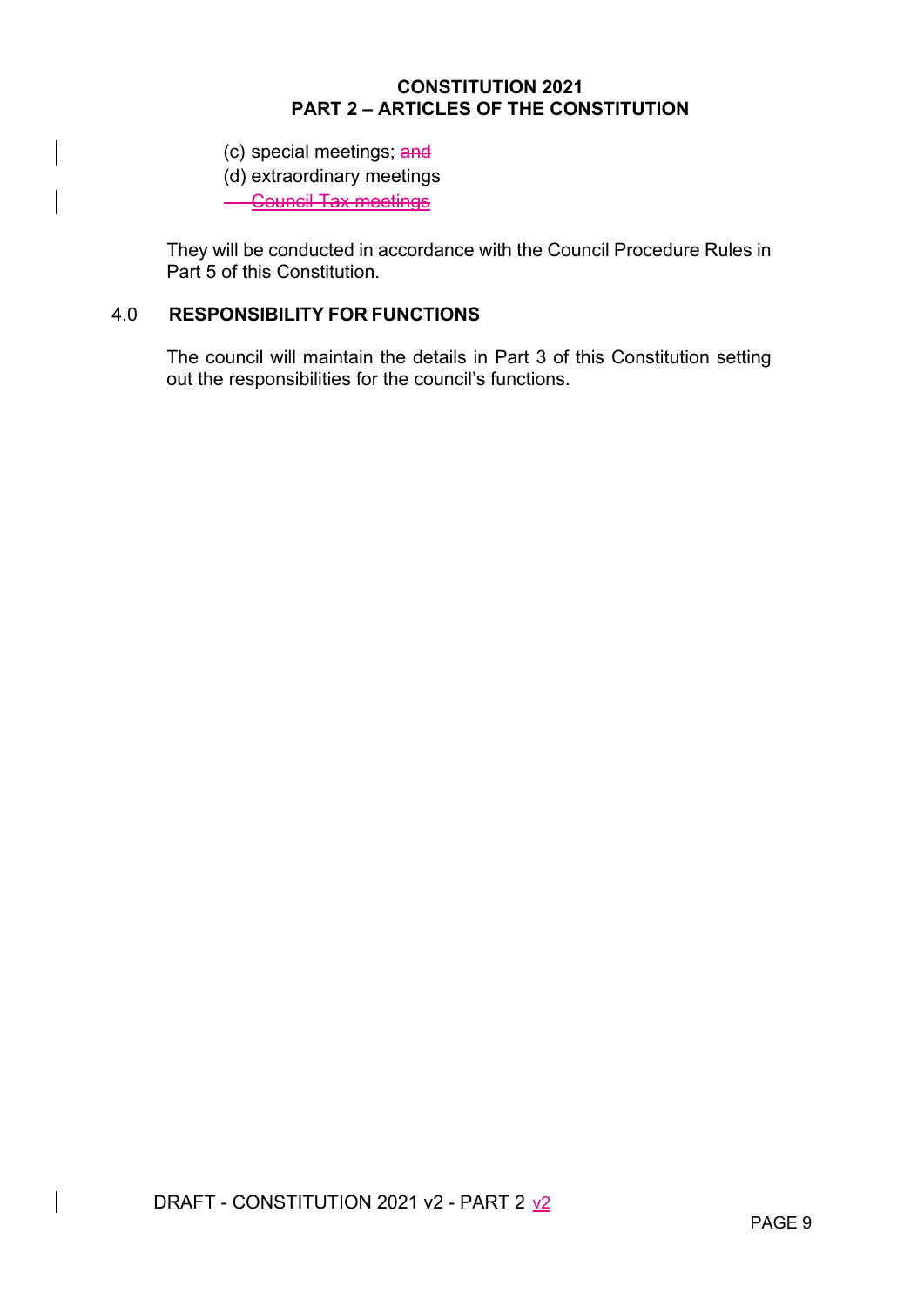(c) special meetings; ~~and~~

(d) extraordinary meetings

~~Council Tax meetings~~

They will be conducted in accordance with the Council Procedure Rules in Part 5 of this Constitution.

## 4.0 RESPONSIBILITY FOR FUNCTIONS

The council will maintain the details in Part 3 of this Constitution setting out the responsibilities for the council's functions.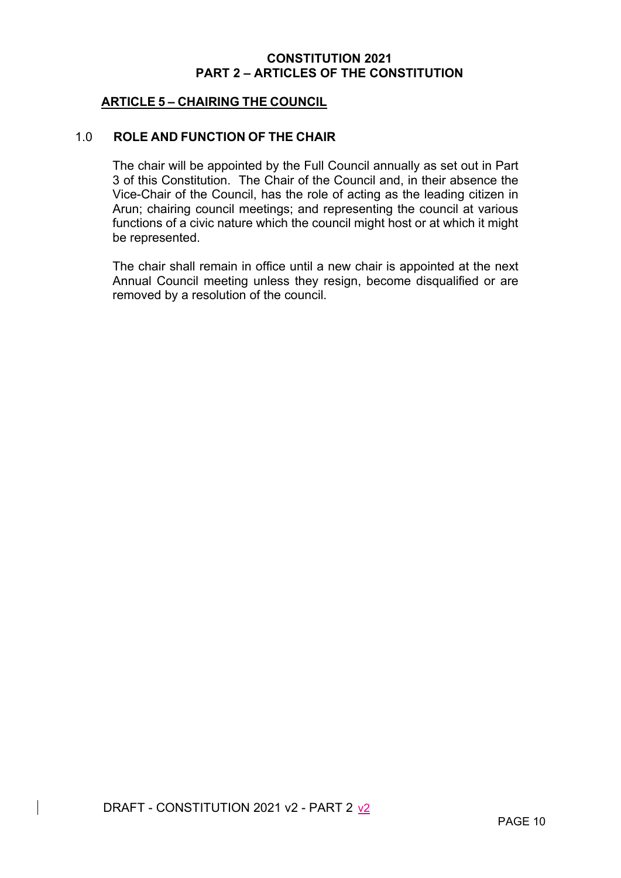**CONSTITUTION 2021**
**PART 2 – ARTICLES OF THE CONSTITUTION**

## ARTICLE 5 – CHAIRING THE COUNCIL

### 1.0 ROLE AND FUNCTION OF THE CHAIR

The chair will be appointed by the Full Council annually as set out in Part 3 of this Constitution. The Chair of the Council and, in their absence the Vice-Chair of the Council, has the role of acting as the leading citizen in Arun; chairing council meetings; and representing the council at various functions of a civic nature which the council might host or at which it might be represented.

The chair shall remain in office until a new chair is appointed at the next Annual Council meeting unless they resign, become disqualified or are removed by a resolution of the council.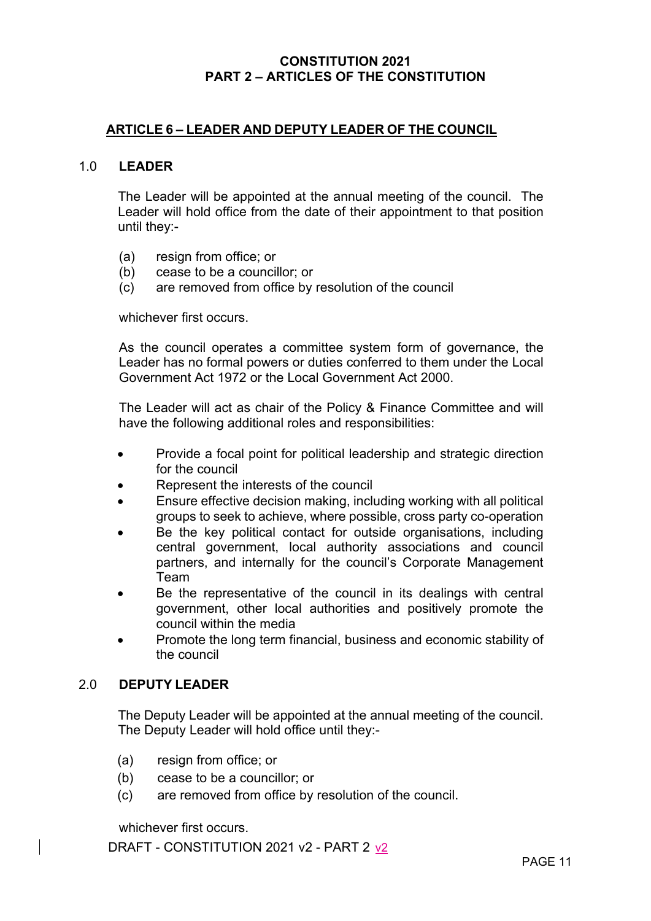**CONSTITUTION 2021**
**PART 2 – ARTICLES OF THE CONSTITUTION**

## ARTICLE 6 – LEADER AND DEPUTY LEADER OF THE COUNCIL

### 1.0 LEADER

The Leader will be appointed at the annual meeting of the council. The Leader will hold office from the date of their appointment to that position until they:-

(a) resign from office; or
(b) cease to be a councillor; or
(c) are removed from office by resolution of the council

whichever first occurs.

As the council operates a committee system form of governance, the Leader has no formal powers or duties conferred to them under the Local Government Act 1972 or the Local Government Act 2000.

The Leader will act as chair of the Policy & Finance Committee and will have the following additional roles and responsibilities:

- Provide a focal point for political leadership and strategic direction for the council
- Represent the interests of the council
- Ensure effective decision making, including working with all political groups to seek to achieve, where possible, cross party co-operation
- Be the key political contact for outside organisations, including central government, local authority associations and council partners, and internally for the council's Corporate Management Team
- Be the representative of the council in its dealings with central government, other local authorities and positively promote the council within the media
- Promote the long term financial, business and economic stability of the council

### 2.0 DEPUTY LEADER

The Deputy Leader will be appointed at the annual meeting of the council. The Deputy Leader will hold office until they:-

(a) resign from office; or
(b) cease to be a councillor; or
(c) are removed from office by resolution of the council.

whichever first occurs.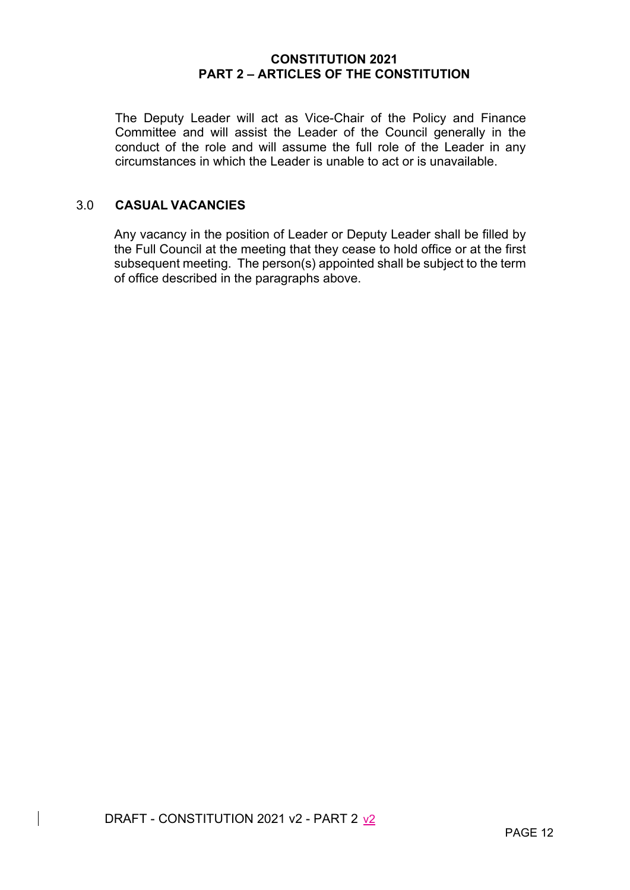The Deputy Leader will act as Vice-Chair of the Policy and Finance Committee and will assist the Leader of the Council generally in the conduct of the role and will assume the full role of the Leader in any circumstances in which the Leader is unable to act or is unavailable.

## 3.0 CASUAL VACANCIES

Any vacancy in the position of Leader or Deputy Leader shall be filled by the Full Council at the meeting that they cease to hold office or at the first subsequent meeting. The person(s) appointed shall be subject to the term of office described in the paragraphs above.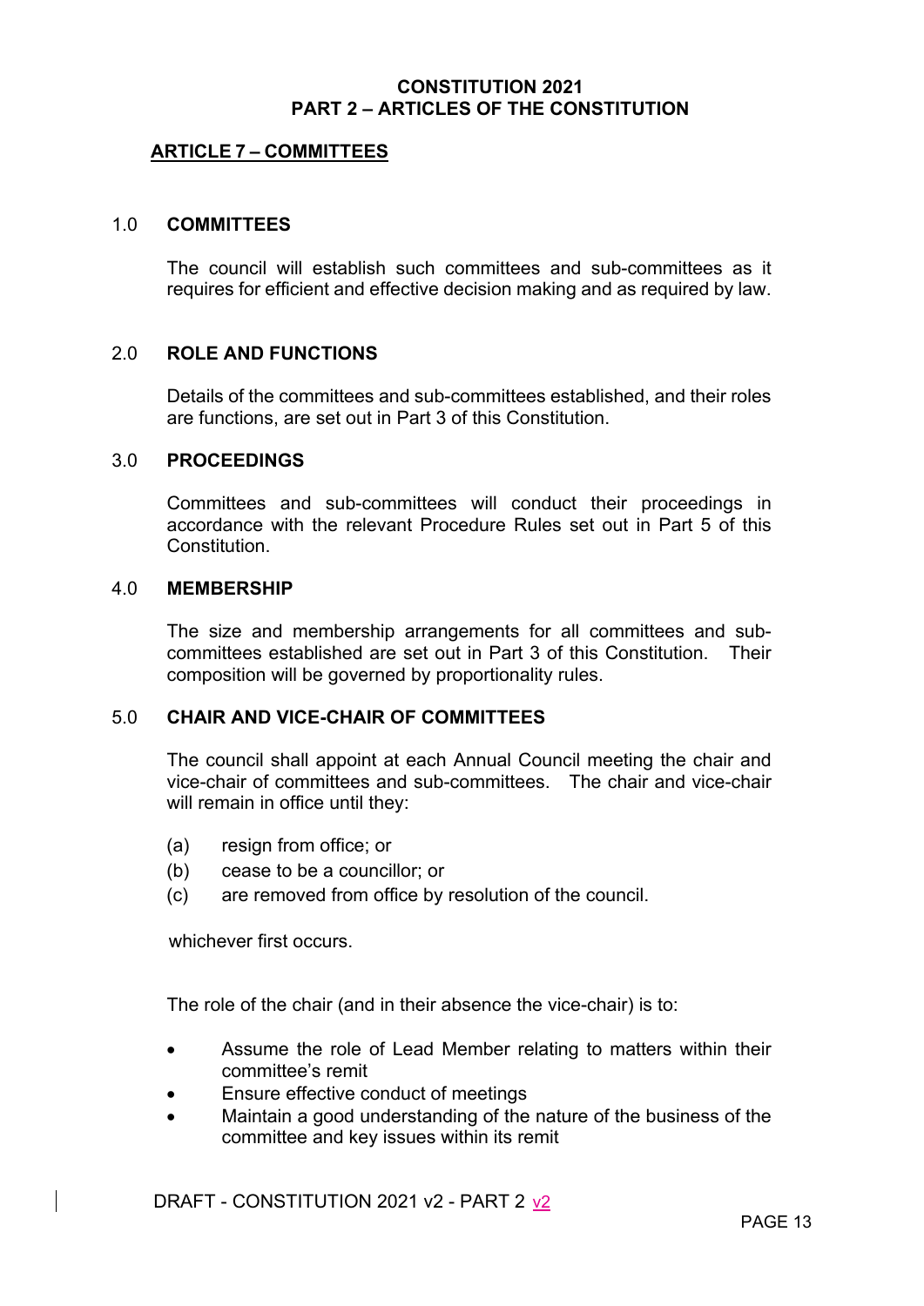**CONSTITUTION 2021**
**PART 2 – ARTICLES OF THE CONSTITUTION**

## ARTICLE 7 – COMMITTEES

### 1.0 COMMITTEES

The council will establish such committees and sub-committees as it requires for efficient and effective decision making and as required by law.

### 2.0 ROLE AND FUNCTIONS

Details of the committees and sub-committees established, and their roles are functions, are set out in Part 3 of this Constitution.

### 3.0 PROCEEDINGS

Committees and sub-committees will conduct their proceedings in accordance with the relevant Procedure Rules set out in Part 5 of this Constitution.

### 4.0 MEMBERSHIP

The size and membership arrangements for all committees and sub-committees established are set out in Part 3 of this Constitution. Their composition will be governed by proportionality rules.

### 5.0 CHAIR AND VICE-CHAIR OF COMMITTEES

The council shall appoint at each Annual Council meeting the chair and vice-chair of committees and sub-committees. The chair and vice-chair will remain in office until they:

(a) resign from office; or
(b) cease to be a councillor; or
(c) are removed from office by resolution of the council.

whichever first occurs.

The role of the chair (and in their absence the vice-chair) is to:

- Assume the role of Lead Member relating to matters within their committee's remit
- Ensure effective conduct of meetings
- Maintain a good understanding of the nature of the business of the committee and key issues within its remit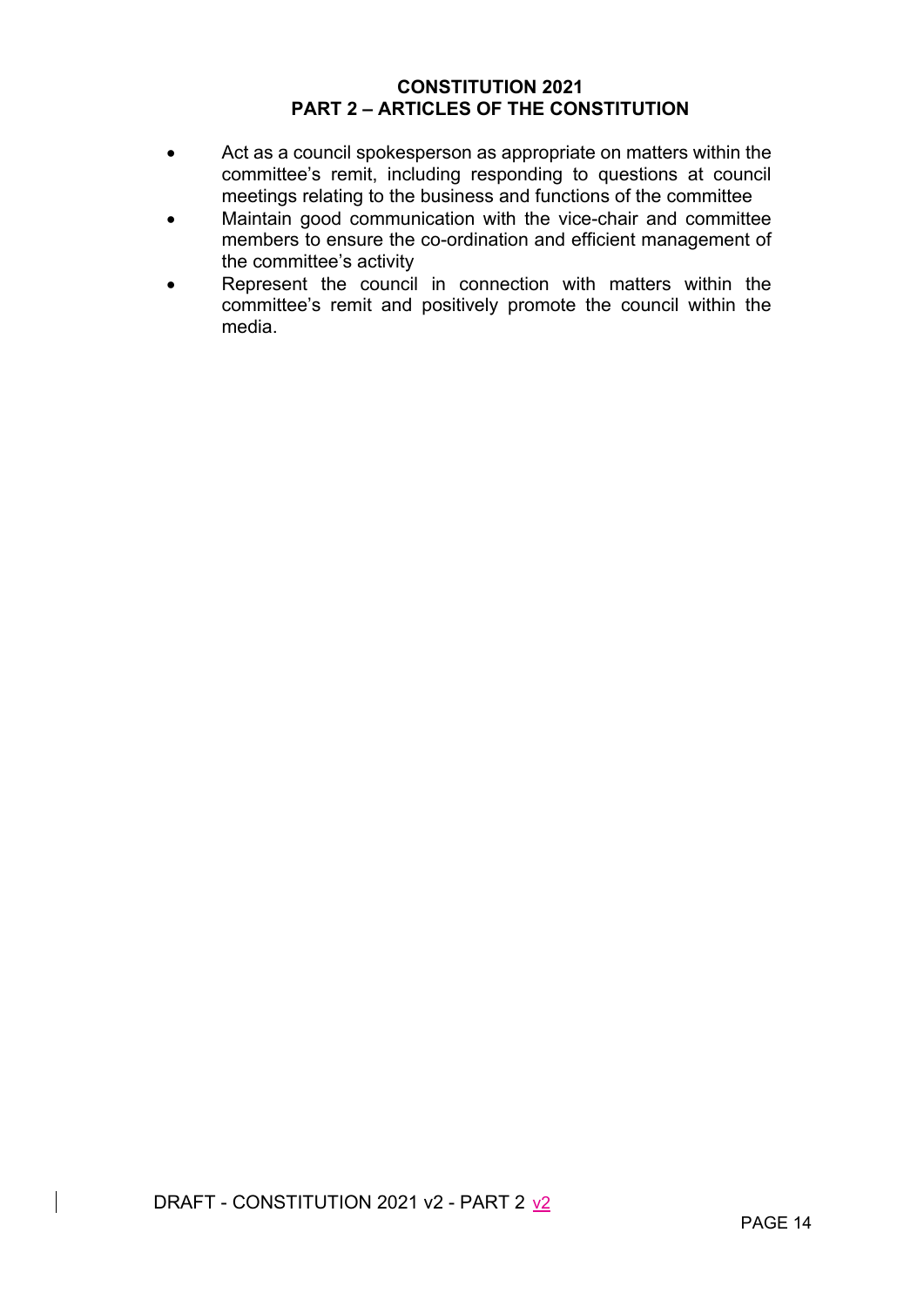- Act as a council spokesperson as appropriate on matters within the committee's remit, including responding to questions at council meetings relating to the business and functions of the committee
- Maintain good communication with the vice-chair and committee members to ensure the co-ordination and efficient management of the committee's activity
- Represent the council in connection with matters within the committee's remit and positively promote the council within the media.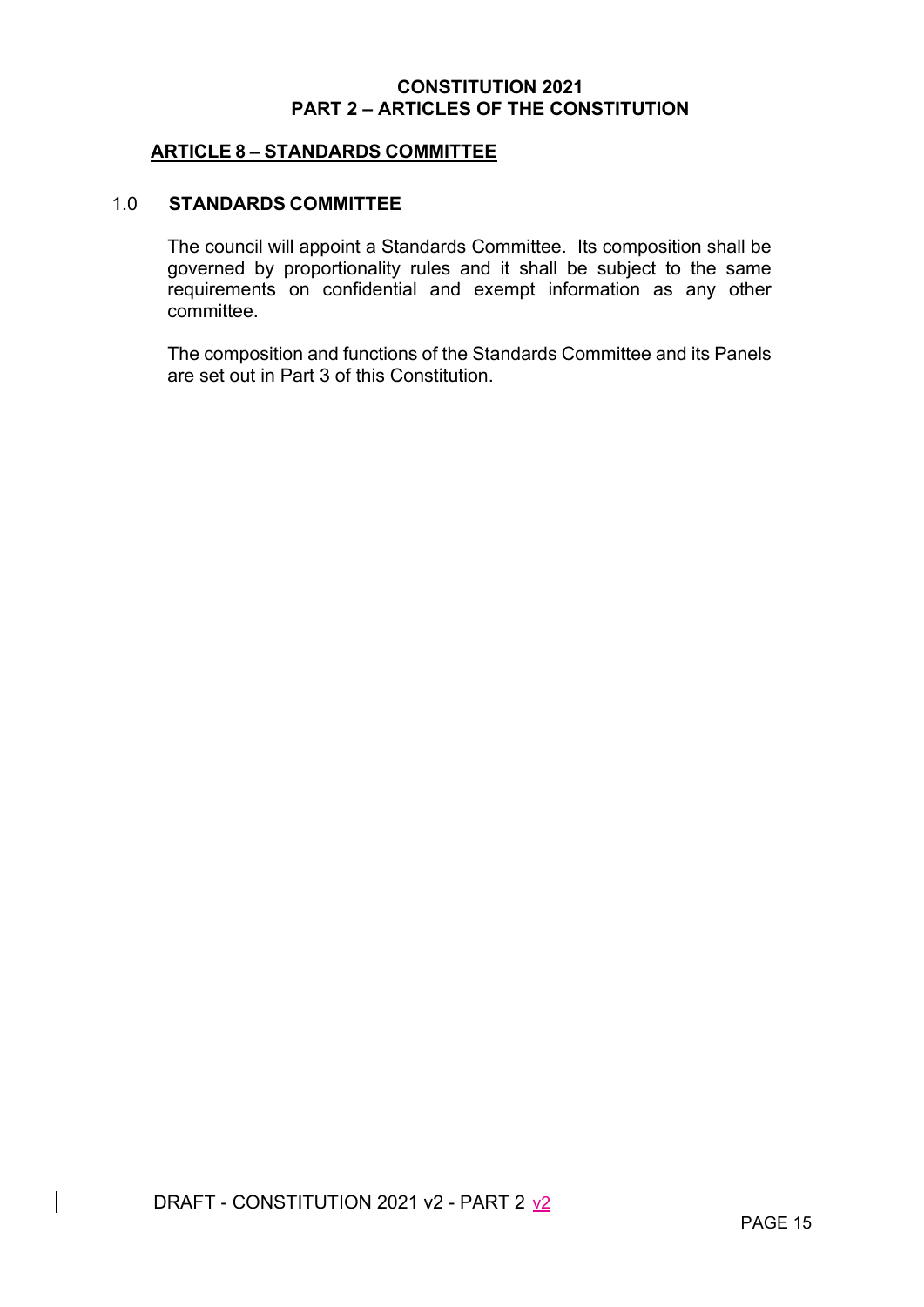**CONSTITUTION 2021**
**PART 2 – ARTICLES OF THE CONSTITUTION**

## ARTICLE 8 – STANDARDS COMMITTEE

### 1.0 STANDARDS COMMITTEE

The council will appoint a Standards Committee. Its composition shall be governed by proportionality rules and it shall be subject to the same requirements on confidential and exempt information as any other committee.

The composition and functions of the Standards Committee and its Panels are set out in Part 3 of this Constitution.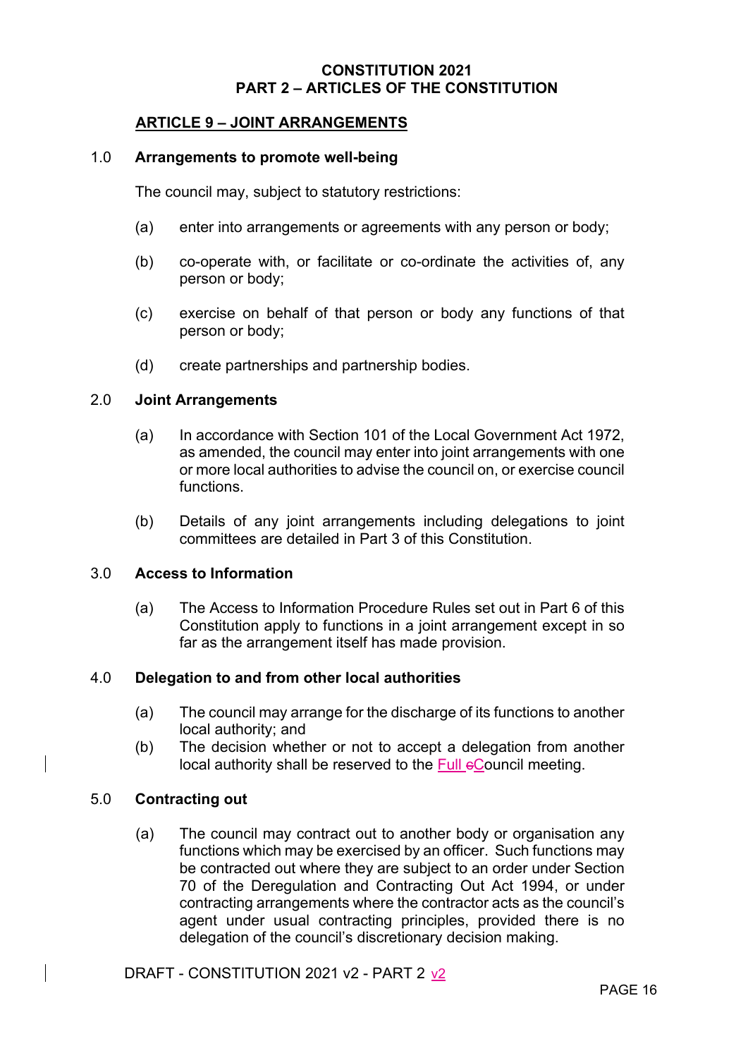**CONSTITUTION 2021**
**PART 2 – ARTICLES OF THE CONSTITUTION**

## ARTICLE 9 – JOINT ARRANGEMENTS

### 1.0 Arrangements to promote well-being

The council may, subject to statutory restrictions:

(a) enter into arrangements or agreements with any person or body;

(b) co-operate with, or facilitate or co-ordinate the activities of, any person or body;

(c) exercise on behalf of that person or body any functions of that person or body;

(d) create partnerships and partnership bodies.

### 2.0 Joint Arrangements

(a) In accordance with Section 101 of the Local Government Act 1972, as amended, the council may enter into joint arrangements with one or more local authorities to advise the council on, or exercise council functions.

(b) Details of any joint arrangements including delegations to joint committees are detailed in Part 3 of this Constitution.

### 3.0 Access to Information

(a) The Access to Information Procedure Rules set out in Part 6 of this Constitution apply to functions in a joint arrangement except in so far as the arrangement itself has made provision.

### 4.0 Delegation to and from other local authorities

(a) The council may arrange for the discharge of its functions to another local authority; and

(b) The decision whether or not to accept a delegation from another local authority shall be reserved to the Full Council meeting.

### 5.0 Contracting out

(a) The council may contract out to another body or organisation any functions which may be exercised by an officer. Such functions may be contracted out where they are subject to an order under Section 70 of the Deregulation and Contracting Out Act 1994, or under contracting arrangements where the contractor acts as the council's agent under usual contracting principles, provided there is no delegation of the council's discretionary decision making.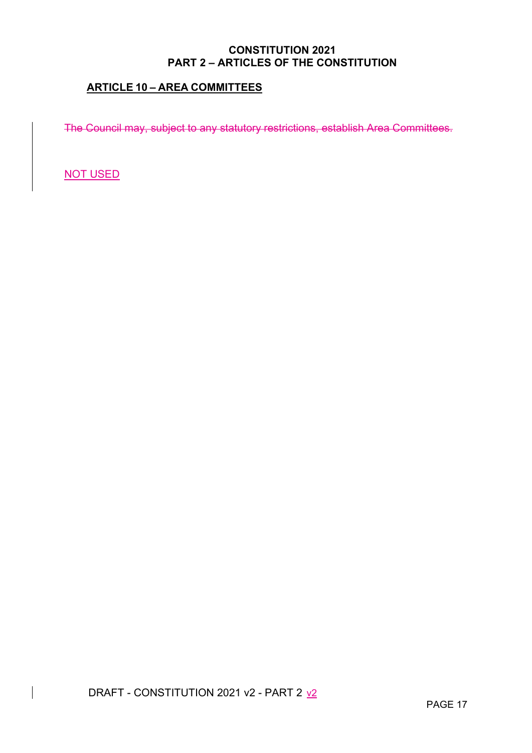**CONSTITUTION 2021**
**PART 2 – ARTICLES OF THE CONSTITUTION**

## ARTICLE 10 – AREA COMMITTEES

~~The Council may, subject to any statutory restrictions, establish Area Committees.~~

NOT USED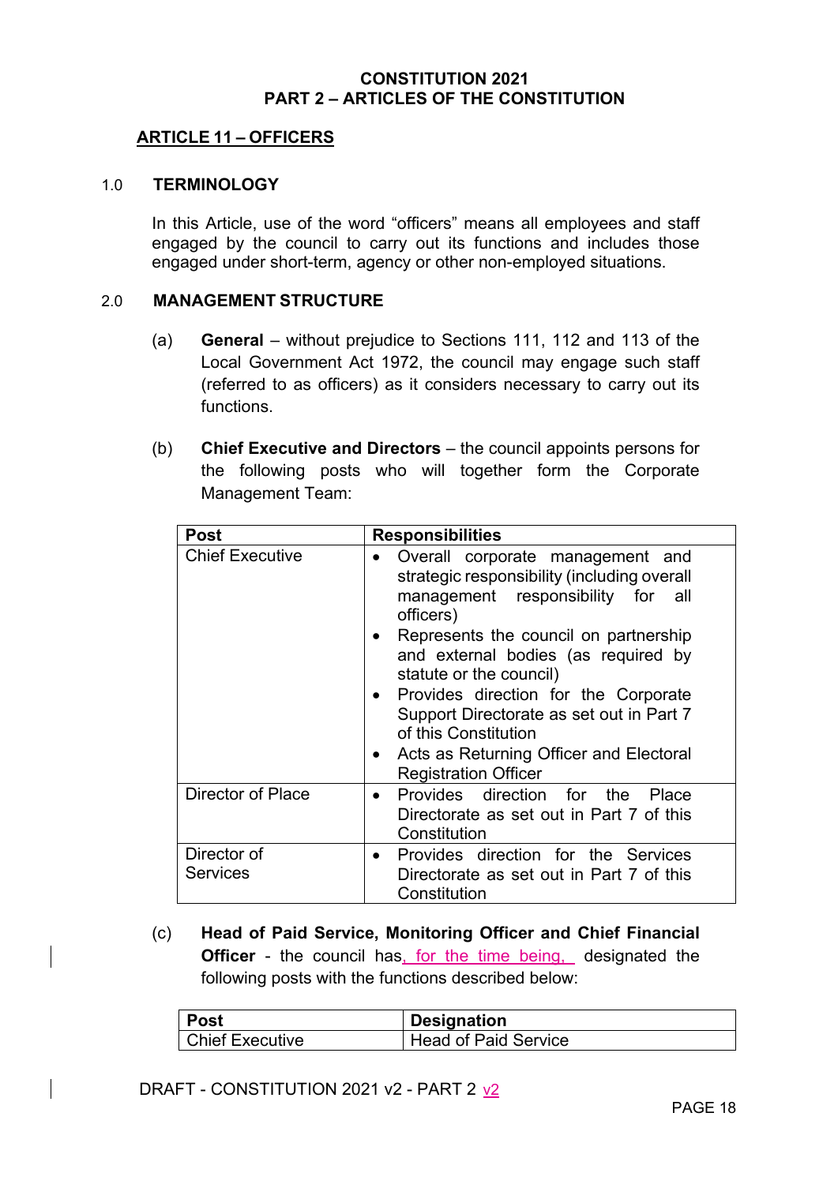**CONSTITUTION 2021**
**PART 2 – ARTICLES OF THE CONSTITUTION**

## ARTICLE 11 – OFFICERS

### 1.0 TERMINOLOGY

In this Article, use of the word "officers" means all employees and staff engaged by the council to carry out its functions and includes those engaged under short-term, agency or other non-employed situations.

### 2.0 MANAGEMENT STRUCTURE

(a) **General** – without prejudice to Sections 111, 112 and 113 of the Local Government Act 1972, the council may engage such staff (referred to as officers) as it considers necessary to carry out its functions.

(b) **Chief Executive and Directors** – the council appoints persons for the following posts who will together form the Corporate Management Team:

| Post | Responsibilities |
|---|---|
| Chief Executive | • Overall corporate management and strategic responsibility (including overall management responsibility for all officers)<br>• Represents the council on partnership and external bodies (as required by statute or the council)<br>• Provides direction for the Corporate Support Directorate as set out in Part 7 of this Constitution<br>• Acts as Returning Officer and Electoral Registration Officer |
| Director of Place | • Provides direction for the Place Directorate as set out in Part 7 of this Constitution |
| Director of Services | • Provides direction for the Services Directorate as set out in Part 7 of this Constitution |

(c) **Head of Paid Service, Monitoring Officer and Chief Financial Officer** - the council has, for the time being, designated the following posts with the functions described below:

| Post | Designation |
|---|---|
| Chief Executive | Head of Paid Service |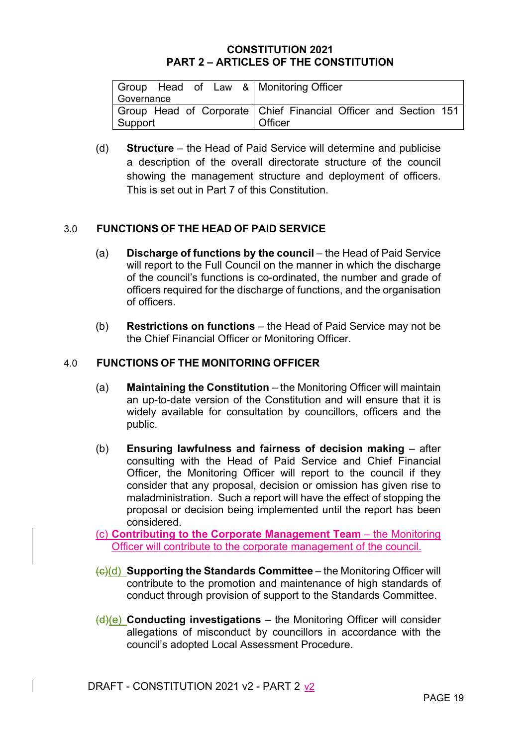| Group Head of Law & Governance | Monitoring Officer |
|---|---|
| Group Head of Corporate Support | Chief Financial Officer and Section 151 Officer |

(d) **Structure** – the Head of Paid Service will determine and publicise a description of the overall directorate structure of the council showing the management structure and deployment of officers. This is set out in Part 7 of this Constitution.

## 3.0 FUNCTIONS OF THE HEAD OF PAID SERVICE

(a) **Discharge of functions by the council** – the Head of Paid Service will report to the Full Council on the manner in which the discharge of the council's functions is co-ordinated, the number and grade of officers required for the discharge of functions, and the organisation of officers.

(b) **Restrictions on functions** – the Head of Paid Service may not be the Chief Financial Officer or Monitoring Officer.

## 4.0 FUNCTIONS OF THE MONITORING OFFICER

(a) **Maintaining the Constitution** – the Monitoring Officer will maintain an up-to-date version of the Constitution and will ensure that it is widely available for consultation by councillors, officers and the public.

(b) **Ensuring lawfulness and fairness of decision making** – after consulting with the Head of Paid Service and Chief Financial Officer, the Monitoring Officer will report to the council if they consider that any proposal, decision or omission has given rise to maladministration. Such a report will have the effect of stopping the proposal or decision being implemented until the report has been considered.

(c) **Contributing to the Corporate Management Team** – the Monitoring Officer will contribute to the corporate management of the council.

~~(c)~~(d) **Supporting the Standards Committee** – the Monitoring Officer will contribute to the promotion and maintenance of high standards of conduct through provision of support to the Standards Committee.

~~(d)~~(e) **Conducting investigations** – the Monitoring Officer will consider allegations of misconduct by councillors in accordance with the council's adopted Local Assessment Procedure.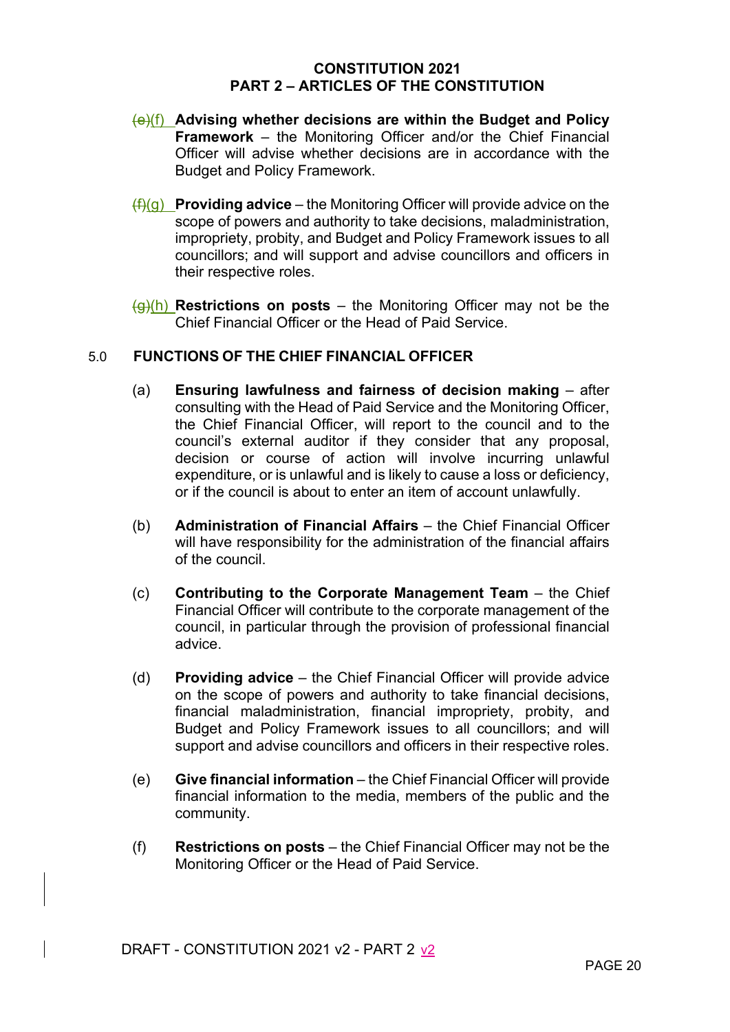~~(e)~~(f) **Advising whether decisions are within the Budget and Policy Framework** – the Monitoring Officer and/or the Chief Financial Officer will advise whether decisions are in accordance with the Budget and Policy Framework.

~~(f)~~(g) **Providing advice** – the Monitoring Officer will provide advice on the scope of powers and authority to take decisions, maladministration, impropriety, probity, and Budget and Policy Framework issues to all councillors; and will support and advise councillors and officers in their respective roles.

~~(g)~~(h) **Restrictions on posts** – the Monitoring Officer may not be the Chief Financial Officer or the Head of Paid Service.

## 5.0 FUNCTIONS OF THE CHIEF FINANCIAL OFFICER

(a) **Ensuring lawfulness and fairness of decision making** – after consulting with the Head of Paid Service and the Monitoring Officer, the Chief Financial Officer, will report to the council and to the council's external auditor if they consider that any proposal, decision or course of action will involve incurring unlawful expenditure, or is unlawful and is likely to cause a loss or deficiency, or if the council is about to enter an item of account unlawfully.

(b) **Administration of Financial Affairs** – the Chief Financial Officer will have responsibility for the administration of the financial affairs of the council.

(c) **Contributing to the Corporate Management Team** – the Chief Financial Officer will contribute to the corporate management of the council, in particular through the provision of professional financial advice.

(d) **Providing advice** – the Chief Financial Officer will provide advice on the scope of powers and authority to take financial decisions, financial maladministration, financial impropriety, probity, and Budget and Policy Framework issues to all councillors; and will support and advise councillors and officers in their respective roles.

(e) **Give financial information** – the Chief Financial Officer will provide financial information to the media, members of the public and the community.

(f) **Restrictions on posts** – the Chief Financial Officer may not be the Monitoring Officer or the Head of Paid Service.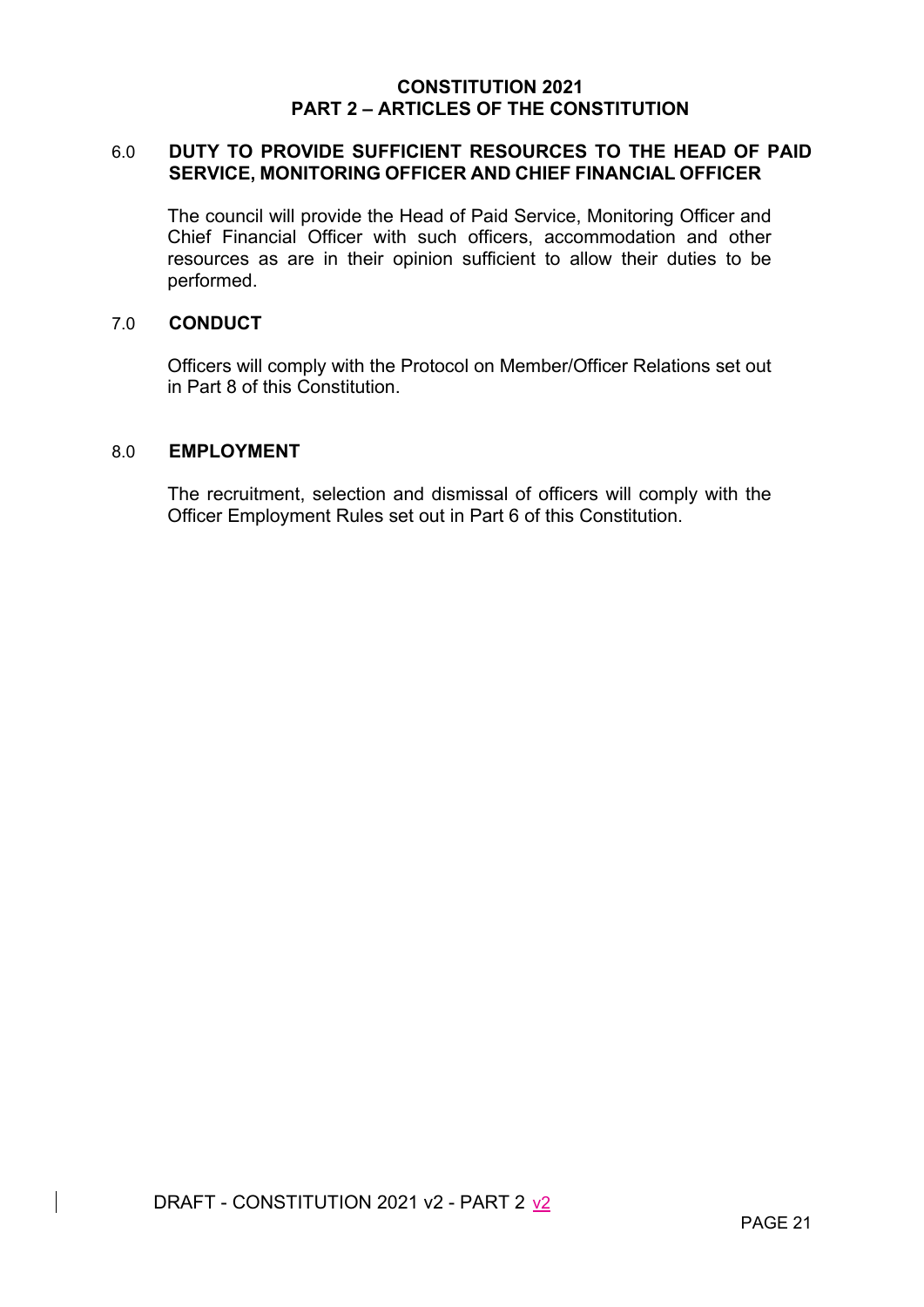## 6.0 DUTY TO PROVIDE SUFFICIENT RESOURCES TO THE HEAD OF PAID SERVICE, MONITORING OFFICER AND CHIEF FINANCIAL OFFICER

The council will provide the Head of Paid Service, Monitoring Officer and Chief Financial Officer with such officers, accommodation and other resources as are in their opinion sufficient to allow their duties to be performed.

## 7.0 CONDUCT

Officers will comply with the Protocol on Member/Officer Relations set out in Part 8 of this Constitution.

## 8.0 EMPLOYMENT

The recruitment, selection and dismissal of officers will comply with the Officer Employment Rules set out in Part 6 of this Constitution.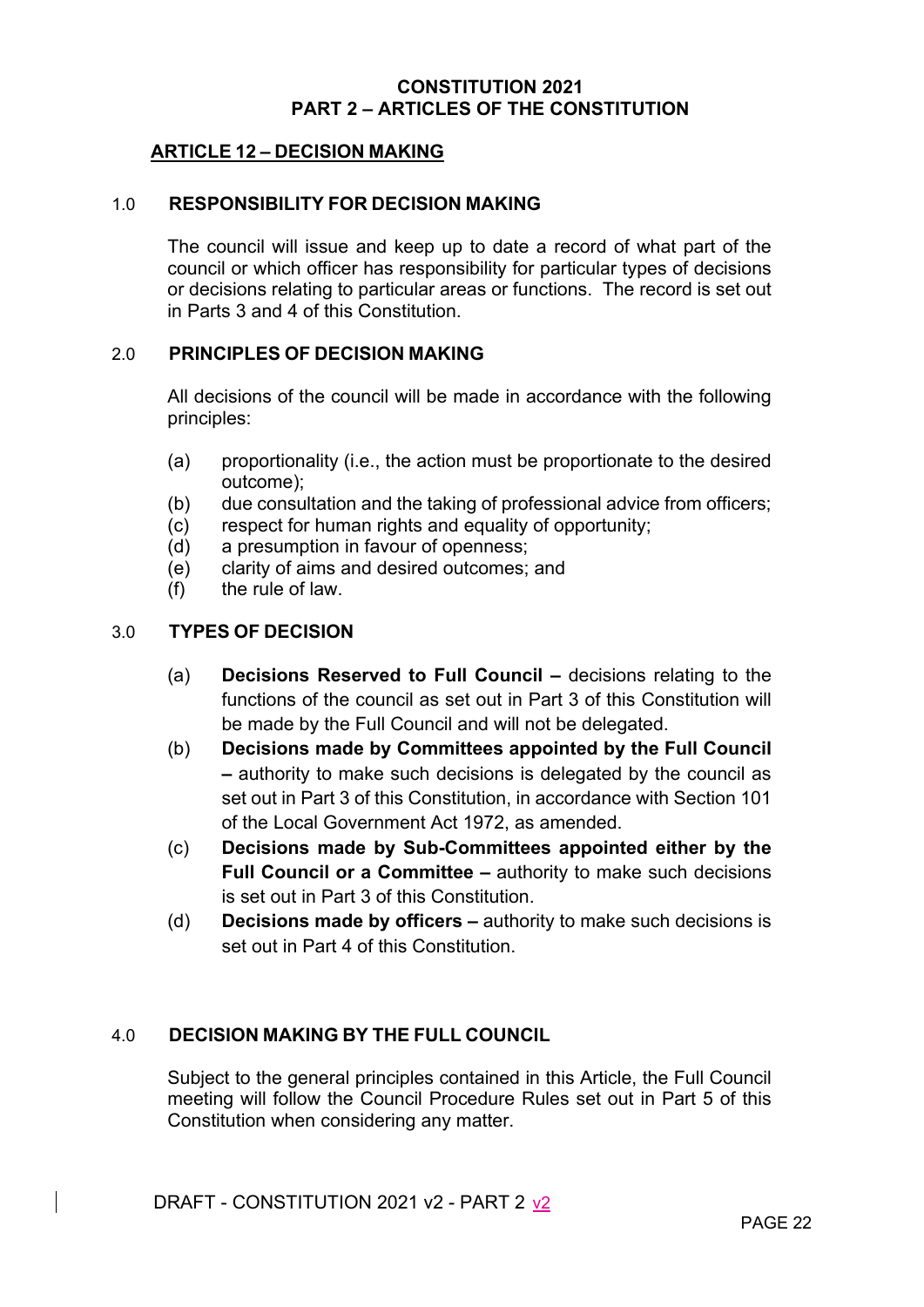# CONSTITUTION 2021
## PART 2 – ARTICLES OF THE CONSTITUTION

### ARTICLE 12 – DECISION MAKING

#### 1.0 RESPONSIBILITY FOR DECISION MAKING

The council will issue and keep up to date a record of what part of the council or which officer has responsibility for particular types of decisions or decisions relating to particular areas or functions. The record is set out in Parts 3 and 4 of this Constitution.

#### 2.0 PRINCIPLES OF DECISION MAKING

All decisions of the council will be made in accordance with the following principles:

- (a) proportionality (i.e., the action must be proportionate to the desired outcome);
- (b) due consultation and the taking of professional advice from officers;
- (c) respect for human rights and equality of opportunity;
- (d) a presumption in favour of openness;
- (e) clarity of aims and desired outcomes; and
- (f) the rule of law.

#### 3.0 TYPES OF DECISION

- (a) **Decisions Reserved to Full Council –** decisions relating to the functions of the council as set out in Part 3 of this Constitution will be made by the Full Council and will not be delegated.
- (b) **Decisions made by Committees appointed by the Full Council –** authority to make such decisions is delegated by the council as set out in Part 3 of this Constitution, in accordance with Section 101 of the Local Government Act 1972, as amended.
- (c) **Decisions made by Sub-Committees appointed either by the Full Council or a Committee –** authority to make such decisions is set out in Part 3 of this Constitution.
- (d) **Decisions made by officers –** authority to make such decisions is set out in Part 4 of this Constitution.

#### 4.0 DECISION MAKING BY THE FULL COUNCIL

Subject to the general principles contained in this Article, the Full Council meeting will follow the Council Procedure Rules set out in Part 5 of this Constitution when considering any matter.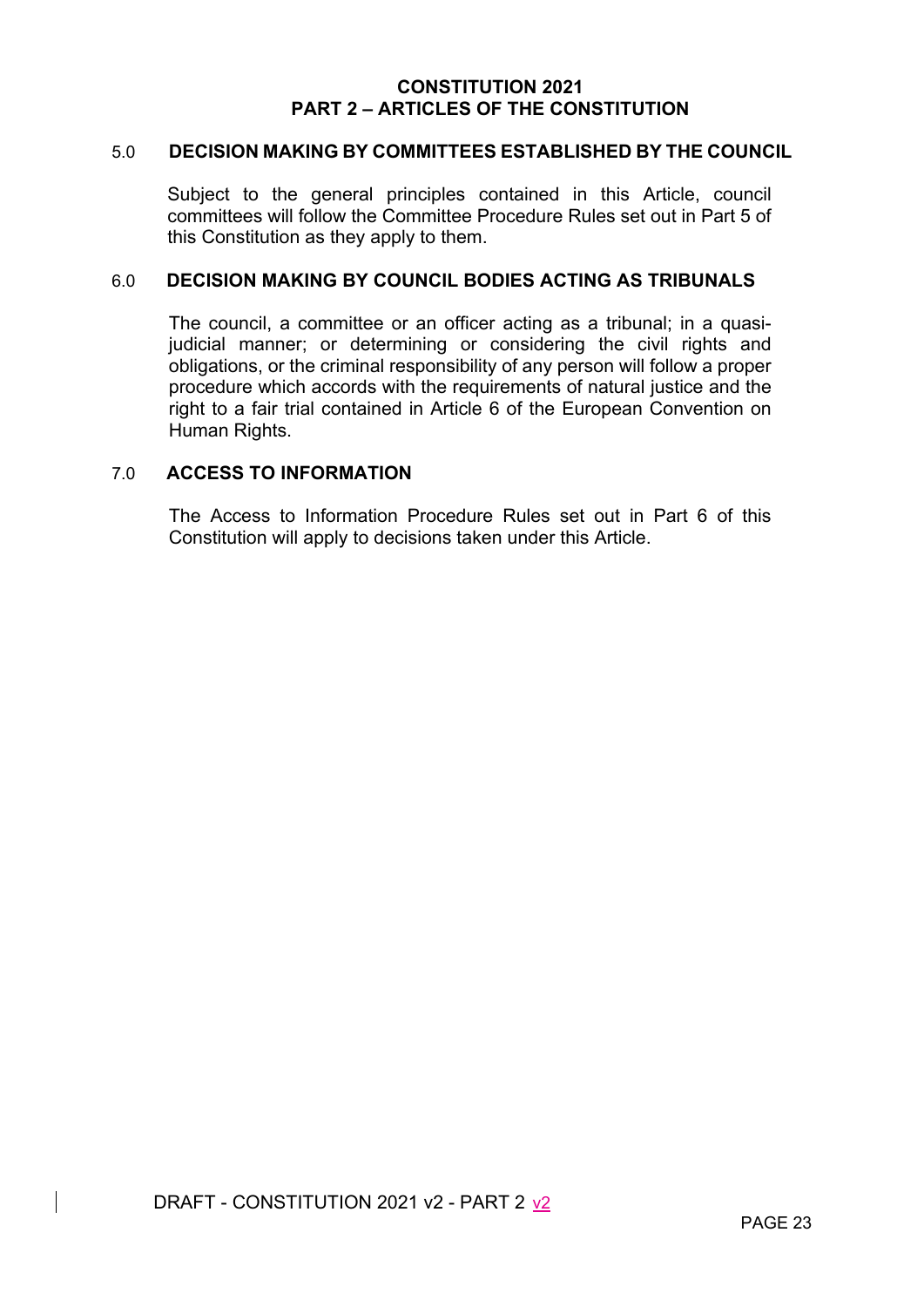## 5.0 DECISION MAKING BY COMMITTEES ESTABLISHED BY THE COUNCIL

Subject to the general principles contained in this Article, council committees will follow the Committee Procedure Rules set out in Part 5 of this Constitution as they apply to them.

## 6.0 DECISION MAKING BY COUNCIL BODIES ACTING AS TRIBUNALS

The council, a committee or an officer acting as a tribunal; in a quasi-judicial manner; or determining or considering the civil rights and obligations, or the criminal responsibility of any person will follow a proper procedure which accords with the requirements of natural justice and the right to a fair trial contained in Article 6 of the European Convention on Human Rights.

## 7.0 ACCESS TO INFORMATION

The Access to Information Procedure Rules set out in Part 6 of this Constitution will apply to decisions taken under this Article.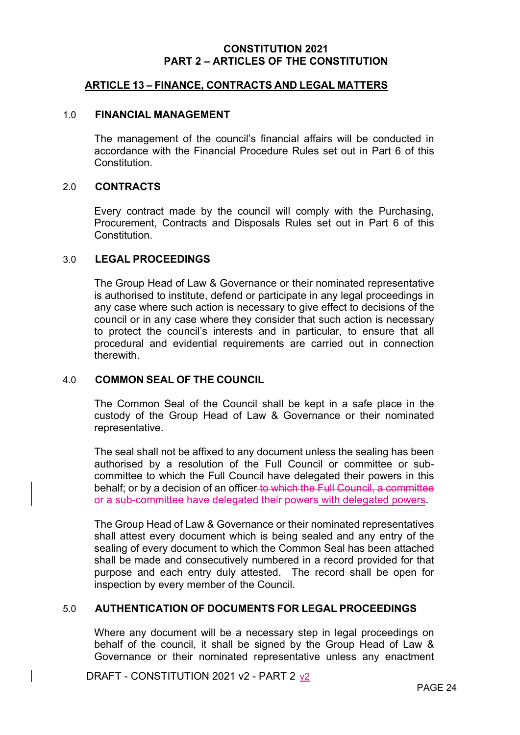**CONSTITUTION 2021**
**PART 2 – ARTICLES OF THE CONSTITUTION**

## ARTICLE 13 – FINANCE, CONTRACTS AND LEGAL MATTERS

### 1.0 FINANCIAL MANAGEMENT

The management of the council's financial affairs will be conducted in accordance with the Financial Procedure Rules set out in Part 6 of this Constitution.

### 2.0 CONTRACTS

Every contract made by the council will comply with the Purchasing, Procurement, Contracts and Disposals Rules set out in Part 6 of this Constitution.

### 3.0 LEGAL PROCEEDINGS

The Group Head of Law & Governance or their nominated representative is authorised to institute, defend or participate in any legal proceedings in any case where such action is necessary to give effect to decisions of the council or in any case where they consider that such action is necessary to protect the council's interests and in particular, to ensure that all procedural and evidential requirements are carried out in connection therewith.

### 4.0 COMMON SEAL OF THE COUNCIL

The Common Seal of the Council shall be kept in a safe place in the custody of the Group Head of Law & Governance or their nominated representative.

The seal shall not be affixed to any document unless the sealing has been authorised by a resolution of the Full Council or committee or sub-committee to which the Full Council have delegated their powers in this behalf; or by a decision of an officer ~~to which the Full Council, a committee or a sub-committee have delegated their powers~~ with delegated powers.

The Group Head of Law & Governance or their nominated representatives shall attest every document which is being sealed and any entry of the sealing of every document to which the Common Seal has been attached shall be made and consecutively numbered in a record provided for that purpose and each entry duly attested. The record shall be open for inspection by every member of the Council.

### 5.0 AUTHENTICATION OF DOCUMENTS FOR LEGAL PROCEEDINGS

Where any document will be a necessary step in legal proceedings on behalf of the council, it shall be signed by the Group Head of Law & Governance or their nominated representative unless any enactment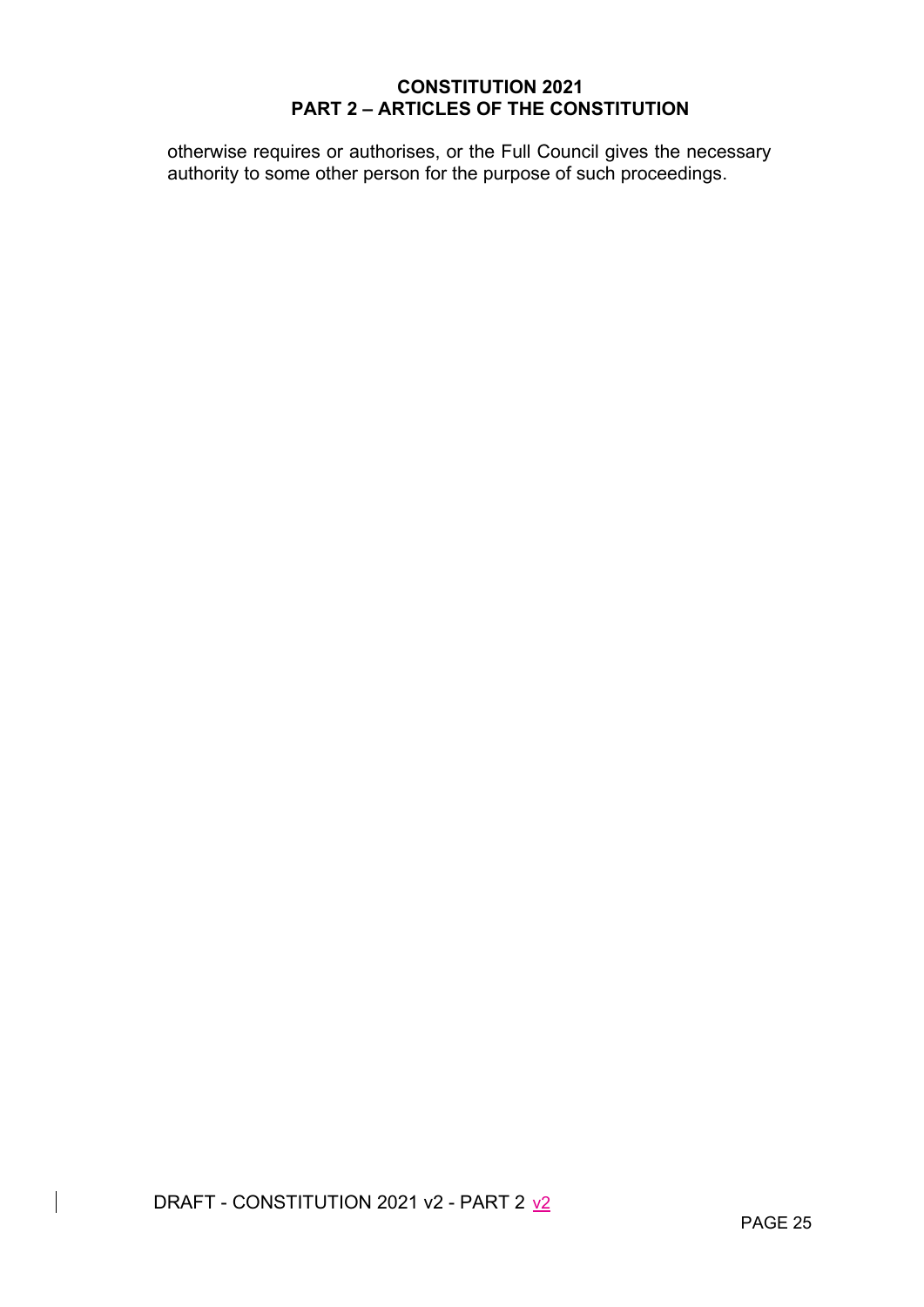otherwise requires or authorises, or the Full Council gives the necessary authority to some other person for the purpose of such proceedings.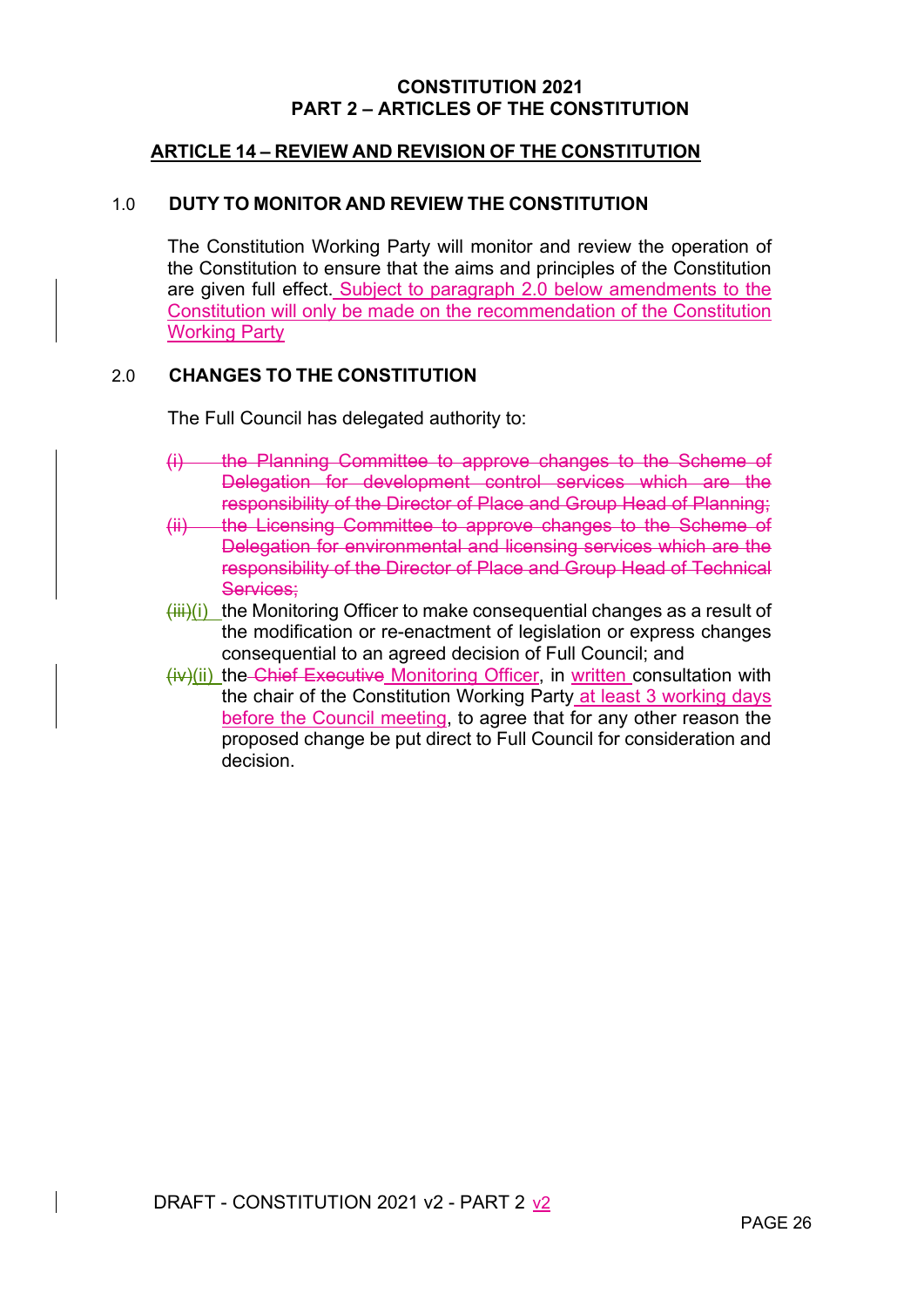**CONSTITUTION 2021**
**PART 2 – ARTICLES OF THE CONSTITUTION**

## ARTICLE 14 – REVIEW AND REVISION OF THE CONSTITUTION

### 1.0 DUTY TO MONITOR AND REVIEW THE CONSTITUTION

The Constitution Working Party will monitor and review the operation of the Constitution to ensure that the aims and principles of the Constitution are given full effect. <ins>Subject to paragraph 2.0 below amendments to the Constitution will only be made on the recommendation of the Constitution Working Party</ins>

### 2.0 CHANGES TO THE CONSTITUTION

The Full Council has delegated authority to:

~~(i) the Planning Committee to approve changes to the Scheme of Delegation for development control services which are the responsibility of the Director of Place and Group Head of Planning;~~

~~(ii) the Licensing Committee to approve changes to the Scheme of Delegation for environmental and licensing services which are the responsibility of the Director of Place and Group Head of Technical Services;~~

~~(iii)~~<ins>(i)</ins> the Monitoring Officer to make consequential changes as a result of the modification or re-enactment of legislation or express changes consequential to an agreed decision of Full Council; and

~~(iv)~~<ins>(ii)</ins> the ~~Chief Executive~~ <ins>Monitoring Officer</ins>, in <ins>written</ins> consultation with the chair of the Constitution Working Party <ins>at least 3 working days before the Council meeting</ins>, to agree that for any other reason the proposed change be put direct to Full Council for consideration and decision.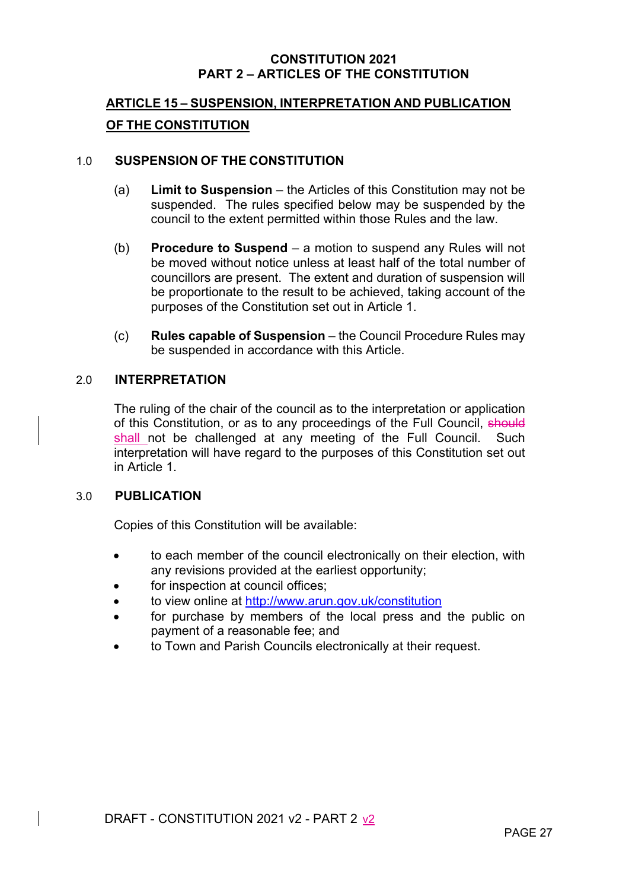**CONSTITUTION 2021**
**PART 2 – ARTICLES OF THE CONSTITUTION**

## ARTICLE 15 – SUSPENSION, INTERPRETATION AND PUBLICATION OF THE CONSTITUTION

### 1.0 SUSPENSION OF THE CONSTITUTION

(a) **Limit to Suspension** – the Articles of this Constitution may not be suspended. The rules specified below may be suspended by the council to the extent permitted within those Rules and the law.

(b) **Procedure to Suspend** – a motion to suspend any Rules will not be moved without notice unless at least half of the total number of councillors are present. The extent and duration of suspension will be proportionate to the result to be achieved, taking account of the purposes of the Constitution set out in Article 1.

(c) **Rules capable of Suspension** – the Council Procedure Rules may be suspended in accordance with this Article.

### 2.0 INTERPRETATION

The ruling of the chair of the council as to the interpretation or application of this Constitution, or as to any proceedings of the Full Council, ~~should~~ shall not be challenged at any meeting of the Full Council. Such interpretation will have regard to the purposes of this Constitution set out in Article 1.

### 3.0 PUBLICATION

Copies of this Constitution will be available:

- to each member of the council electronically on their election, with any revisions provided at the earliest opportunity;
- for inspection at council offices;
- to view online at http://www.arun.gov.uk/constitution
- for purchase by members of the local press and the public on payment of a reasonable fee; and
- to Town and Parish Councils electronically at their request.